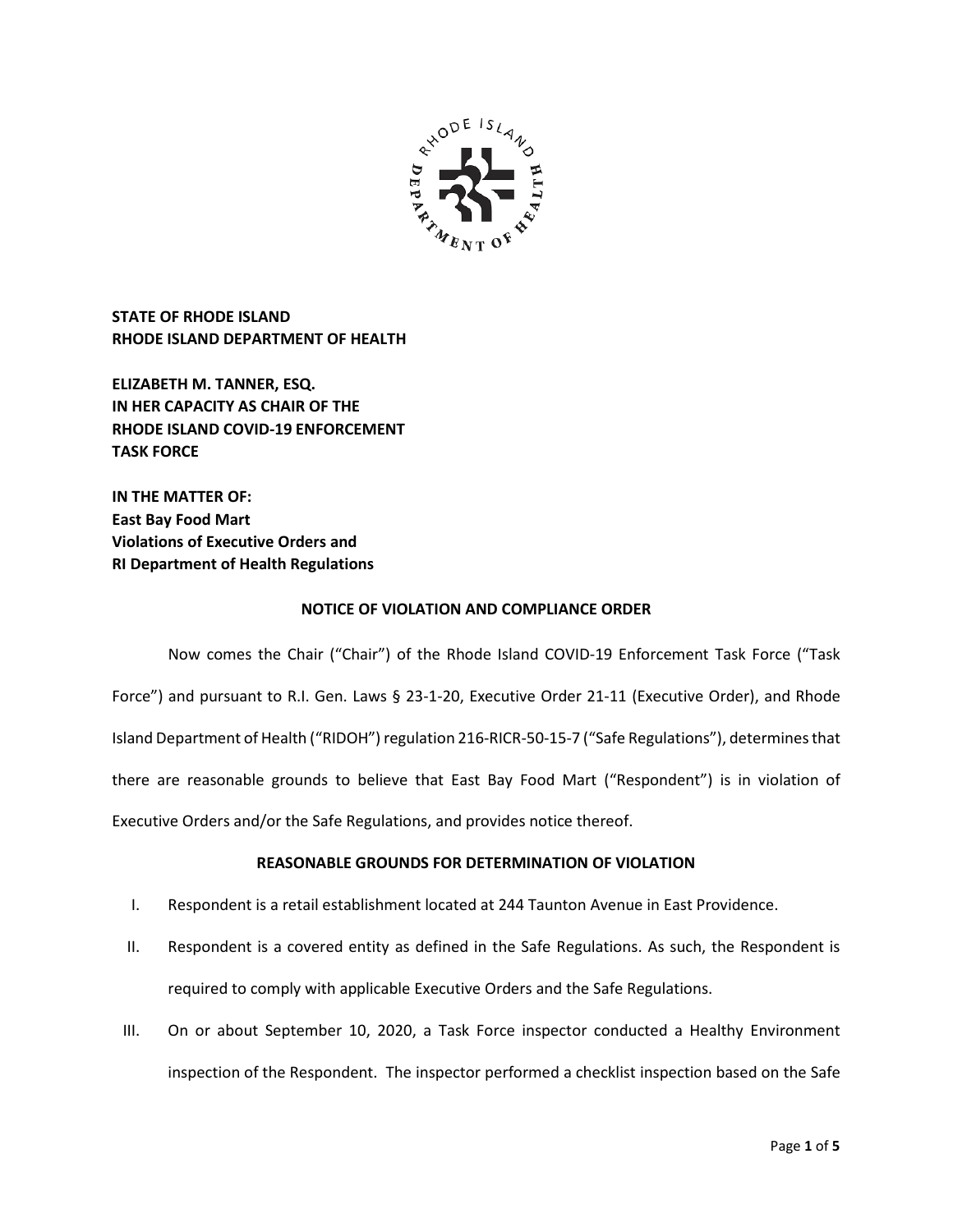**STATE OF RHODE ISLAND**
**RHODE ISLAND DEPARTMENT OF HEALTH**

**ELIZABETH M. TANNER, ESQ.**
**IN HER CAPACITY AS CHAIR OF THE**
**RHODE ISLAND COVID-19 ENFORCEMENT**
**TASK FORCE**

**IN THE MATTER OF:**
**East Bay Food Mart**
**Violations of Executive Orders and**
**RI Department of Health Regulations**

**NOTICE OF VIOLATION AND COMPLIANCE ORDER**

Now comes the Chair ("Chair") of the Rhode Island COVID-19 Enforcement Task Force ("Task Force") and pursuant to R.I. Gen. Laws § 23-1-20, Executive Order 21-11 (Executive Order), and Rhode Island Department of Health ("RIDOH") regulation 216-RICR-50-15-7 ("Safe Regulations"), determines that there are reasonable grounds to believe that East Bay Food Mart ("Respondent") is in violation of Executive Orders and/or the Safe Regulations, and provides notice thereof.

**REASONABLE GROUNDS FOR DETERMINATION OF VIOLATION**

I. Respondent is a retail establishment located at 244 Taunton Avenue in East Providence.

II. Respondent is a covered entity as defined in the Safe Regulations. As such, the Respondent is required to comply with applicable Executive Orders and the Safe Regulations.

III. On or about September 10, 2020, a Task Force inspector conducted a Healthy Environment inspection of the Respondent. The inspector performed a checklist inspection based on the Safe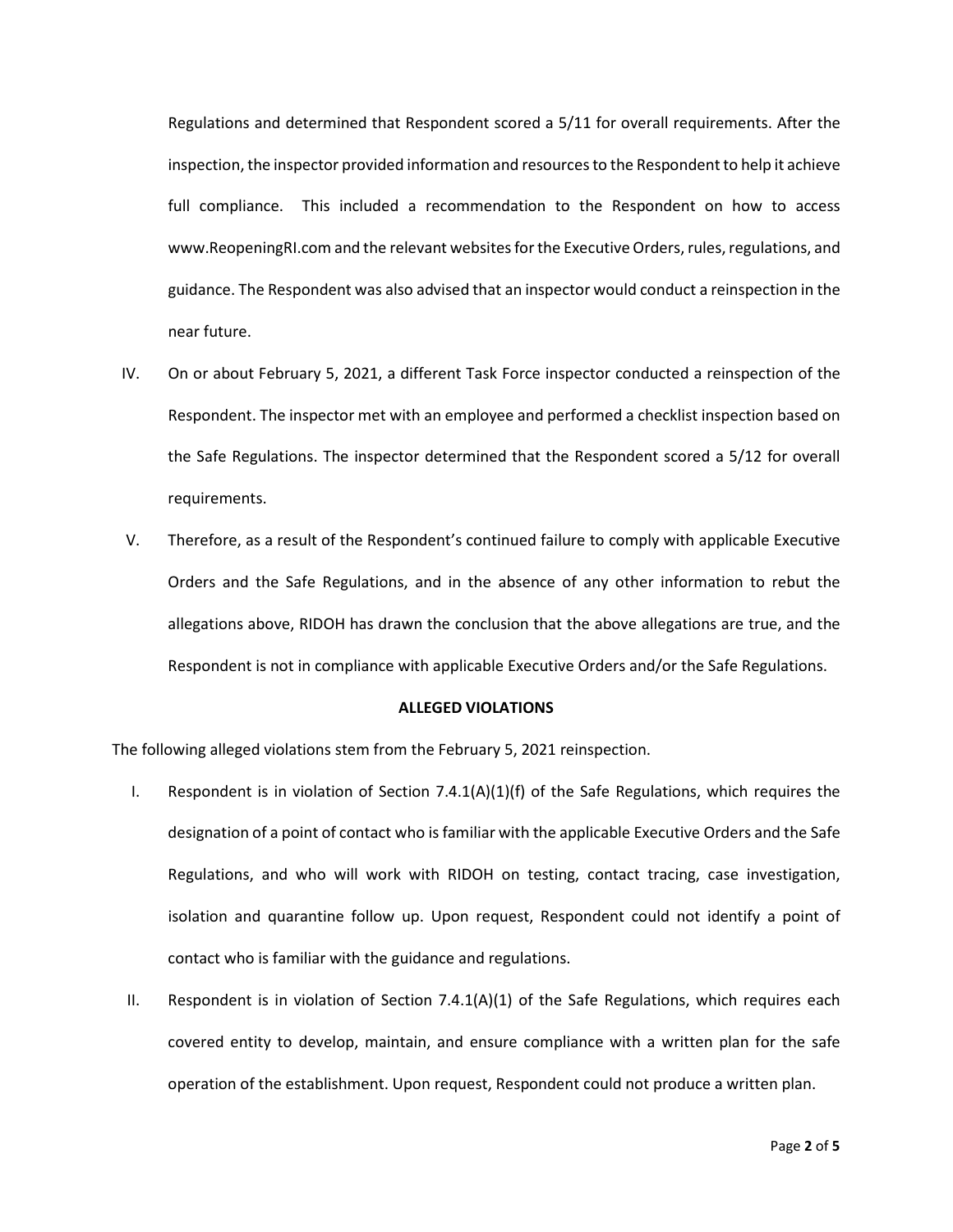Regulations and determined that Respondent scored a 5/11 for overall requirements. After the inspection, the inspector provided information and resources to the Respondent to help it achieve full compliance. This included a recommendation to the Respondent on how to access www.ReopeningRI.com and the relevant websites for the Executive Orders, rules, regulations, and guidance. The Respondent was also advised that an inspector would conduct a reinspection in the near future.

IV. On or about February 5, 2021, a different Task Force inspector conducted a reinspection of the Respondent. The inspector met with an employee and performed a checklist inspection based on the Safe Regulations. The inspector determined that the Respondent scored a 5/12 for overall requirements.

V. Therefore, as a result of the Respondent's continued failure to comply with applicable Executive Orders and the Safe Regulations, and in the absence of any other information to rebut the allegations above, RIDOH has drawn the conclusion that the above allegations are true, and the Respondent is not in compliance with applicable Executive Orders and/or the Safe Regulations.

**ALLEGED VIOLATIONS**

The following alleged violations stem from the February 5, 2021 reinspection.

I. Respondent is in violation of Section 7.4.1(A)(1)(f) of the Safe Regulations, which requires the designation of a point of contact who is familiar with the applicable Executive Orders and the Safe Regulations, and who will work with RIDOH on testing, contact tracing, case investigation, isolation and quarantine follow up. Upon request, Respondent could not identify a point of contact who is familiar with the guidance and regulations.

II. Respondent is in violation of Section 7.4.1(A)(1) of the Safe Regulations, which requires each covered entity to develop, maintain, and ensure compliance with a written plan for the safe operation of the establishment. Upon request, Respondent could not produce a written plan.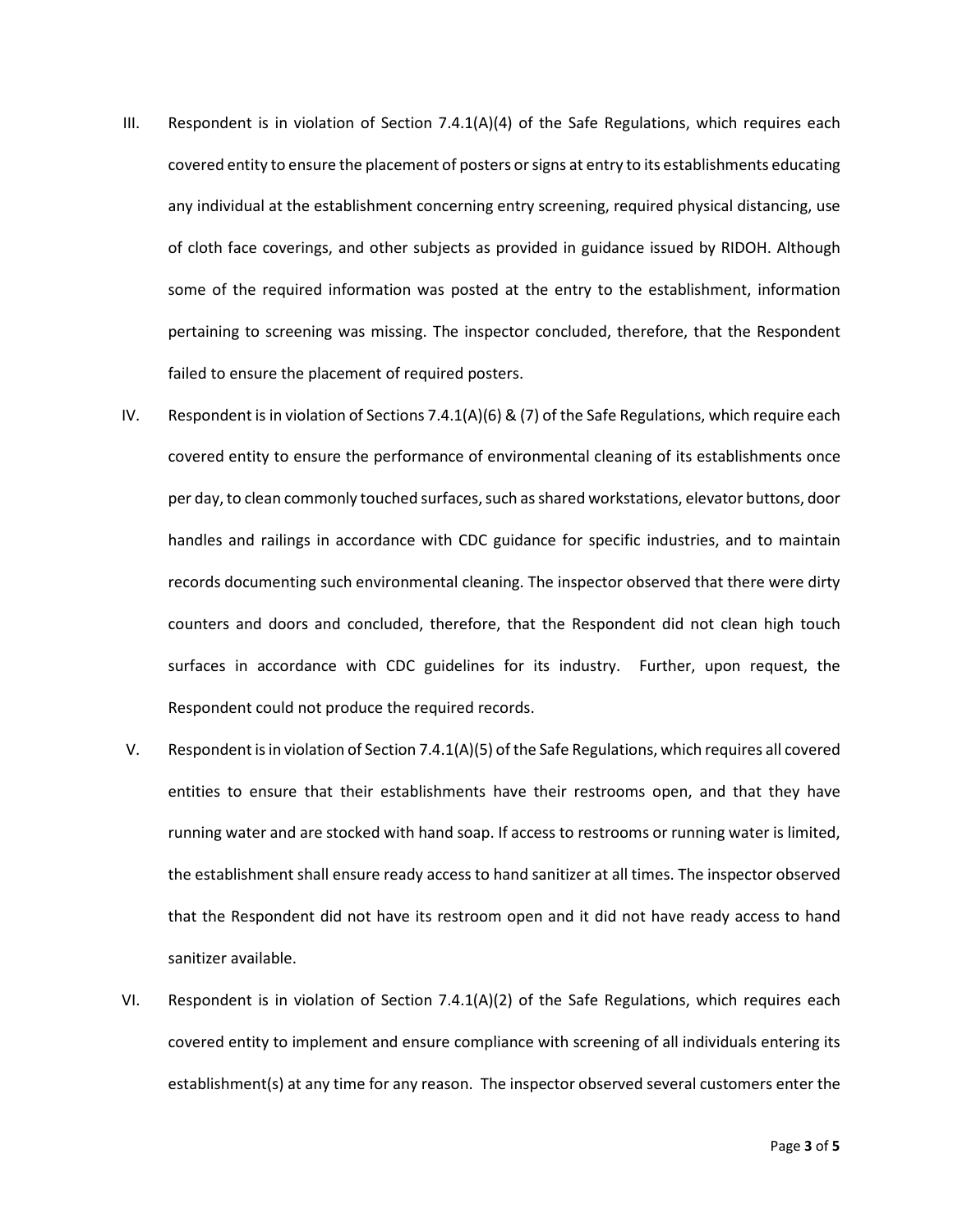III. Respondent is in violation of Section 7.4.1(A)(4) of the Safe Regulations, which requires each covered entity to ensure the placement of posters or signs at entry to its establishments educating any individual at the establishment concerning entry screening, required physical distancing, use of cloth face coverings, and other subjects as provided in guidance issued by RIDOH. Although some of the required information was posted at the entry to the establishment, information pertaining to screening was missing. The inspector concluded, therefore, that the Respondent failed to ensure the placement of required posters.

IV. Respondent is in violation of Sections 7.4.1(A)(6) & (7) of the Safe Regulations, which require each covered entity to ensure the performance of environmental cleaning of its establishments once per day, to clean commonly touched surfaces, such as shared workstations, elevator buttons, door handles and railings in accordance with CDC guidance for specific industries, and to maintain records documenting such environmental cleaning. The inspector observed that there were dirty counters and doors and concluded, therefore, that the Respondent did not clean high touch surfaces in accordance with CDC guidelines for its industry. Further, upon request, the Respondent could not produce the required records.

V. Respondent is in violation of Section 7.4.1(A)(5) of the Safe Regulations, which requires all covered entities to ensure that their establishments have their restrooms open, and that they have running water and are stocked with hand soap. If access to restrooms or running water is limited, the establishment shall ensure ready access to hand sanitizer at all times. The inspector observed that the Respondent did not have its restroom open and it did not have ready access to hand sanitizer available.

VI. Respondent is in violation of Section 7.4.1(A)(2) of the Safe Regulations, which requires each covered entity to implement and ensure compliance with screening of all individuals entering its establishment(s) at any time for any reason. The inspector observed several customers enter the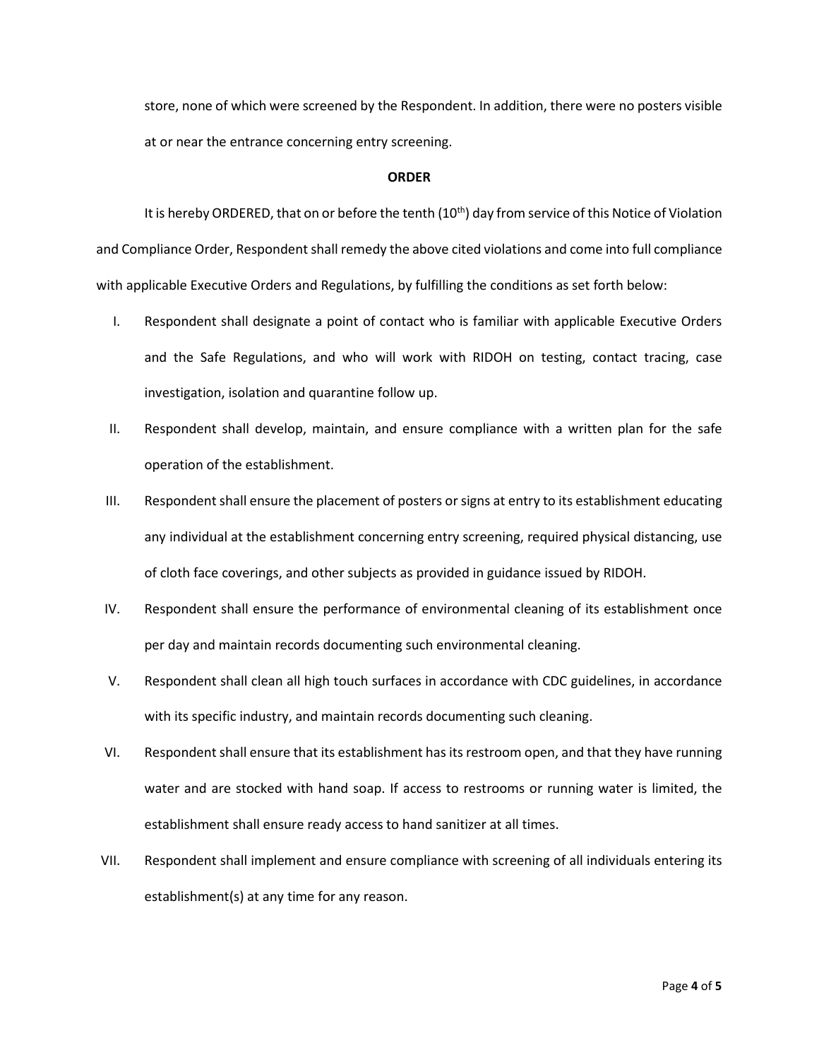store, none of which were screened by the Respondent. In addition, there were no posters visible at or near the entrance concerning entry screening.

**ORDER**

It is hereby ORDERED, that on or before the tenth (10th) day from service of this Notice of Violation and Compliance Order, Respondent shall remedy the above cited violations and come into full compliance with applicable Executive Orders and Regulations, by fulfilling the conditions as set forth below:

I. Respondent shall designate a point of contact who is familiar with applicable Executive Orders and the Safe Regulations, and who will work with RIDOH on testing, contact tracing, case investigation, isolation and quarantine follow up.

II. Respondent shall develop, maintain, and ensure compliance with a written plan for the safe operation of the establishment.

III. Respondent shall ensure the placement of posters or signs at entry to its establishment educating any individual at the establishment concerning entry screening, required physical distancing, use of cloth face coverings, and other subjects as provided in guidance issued by RIDOH.

IV. Respondent shall ensure the performance of environmental cleaning of its establishment once per day and maintain records documenting such environmental cleaning.

V. Respondent shall clean all high touch surfaces in accordance with CDC guidelines, in accordance with its specific industry, and maintain records documenting such cleaning.

VI. Respondent shall ensure that its establishment has its restroom open, and that they have running water and are stocked with hand soap. If access to restrooms or running water is limited, the establishment shall ensure ready access to hand sanitizer at all times.

VII. Respondent shall implement and ensure compliance with screening of all individuals entering its establishment(s) at any time for any reason.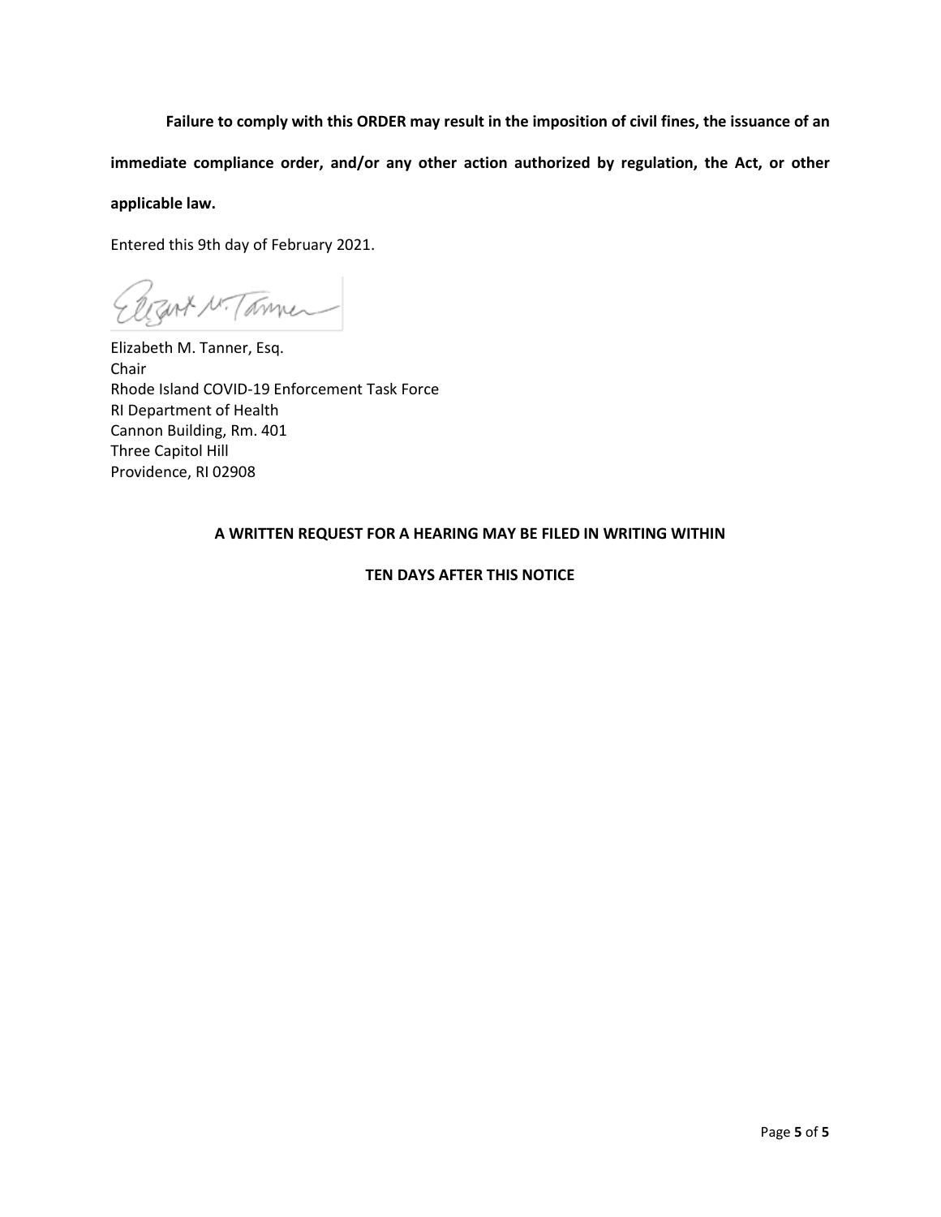**Failure to comply with this ORDER may result in the imposition of civil fines, the issuance of an immediate compliance order, and/or any other action authorized by regulation, the Act, or other applicable law.**

Entered this 9th day of February 2021.

Elizabeth M. Tanner, Esq.
Chair
Rhode Island COVID-19 Enforcement Task Force
RI Department of Health
Cannon Building, Rm. 401
Three Capitol Hill
Providence, RI 02908

**A WRITTEN REQUEST FOR A HEARING MAY BE FILED IN WRITING WITHIN TEN DAYS AFTER THIS NOTICE**